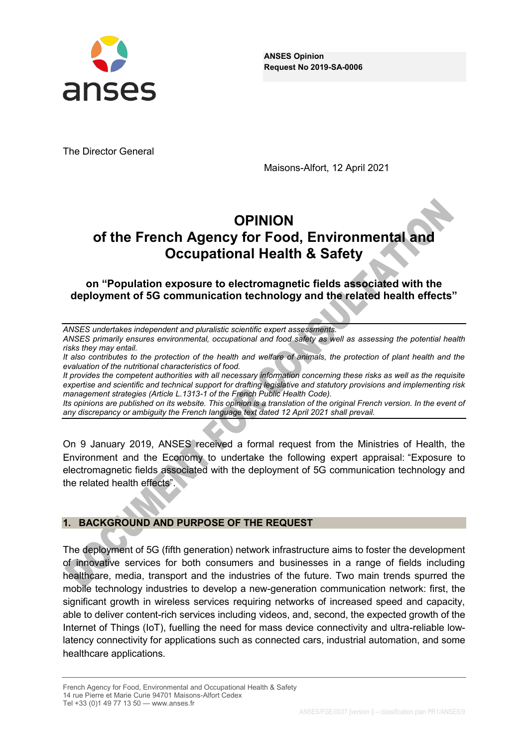**ANSES Opinion**
**Request No 2019-SA-0006**

The Director General

Maisons-Alfort, 12 April 2021

# OPINION
# of the French Agency for Food, Environmental and Occupational Health & Safety

## on "Population exposure to electromagnetic fields associated with the deployment of 5G communication technology and the related health effects"

*ANSES undertakes independent and pluralistic scientific expert assessments.*
*ANSES primarily ensures environmental, occupational and food safety as well as assessing the potential health risks they may entail.*
*It also contributes to the protection of the health and welfare of animals, the protection of plant health and the evaluation of the nutritional characteristics of food.*
*It provides the competent authorities with all necessary information concerning these risks as well as the requisite expertise and scientific and technical support for drafting legislative and statutory provisions and implementing risk management strategies (Article L.1313-1 of the French Public Health Code).*
*Its opinions are published on its website. This opinion is a translation of the original French version. In the event of any discrepancy or ambiguity the French language text dated 12 April 2021 shall prevail.*

On 9 January 2019, ANSES received a formal request from the Ministries of Health, the Environment and the Economy to undertake the following expert appraisal: "Exposure to electromagnetic fields associated with the deployment of 5G communication technology and the related health effects".

## 1. BACKGROUND AND PURPOSE OF THE REQUEST

The deployment of 5G (fifth generation) network infrastructure aims to foster the development of innovative services for both consumers and businesses in a range of fields including healthcare, media, transport and the industries of the future. Two main trends spurred the mobile technology industries to develop a new-generation communication network: first, the significant growth in wireless services requiring networks of increased speed and capacity, able to deliver content-rich services including videos, and, second, the expected growth of the Internet of Things (IoT), fuelling the need for mass device connectivity and ultra-reliable low-latency connectivity for applications such as connected cars, industrial automation, and some healthcare applications.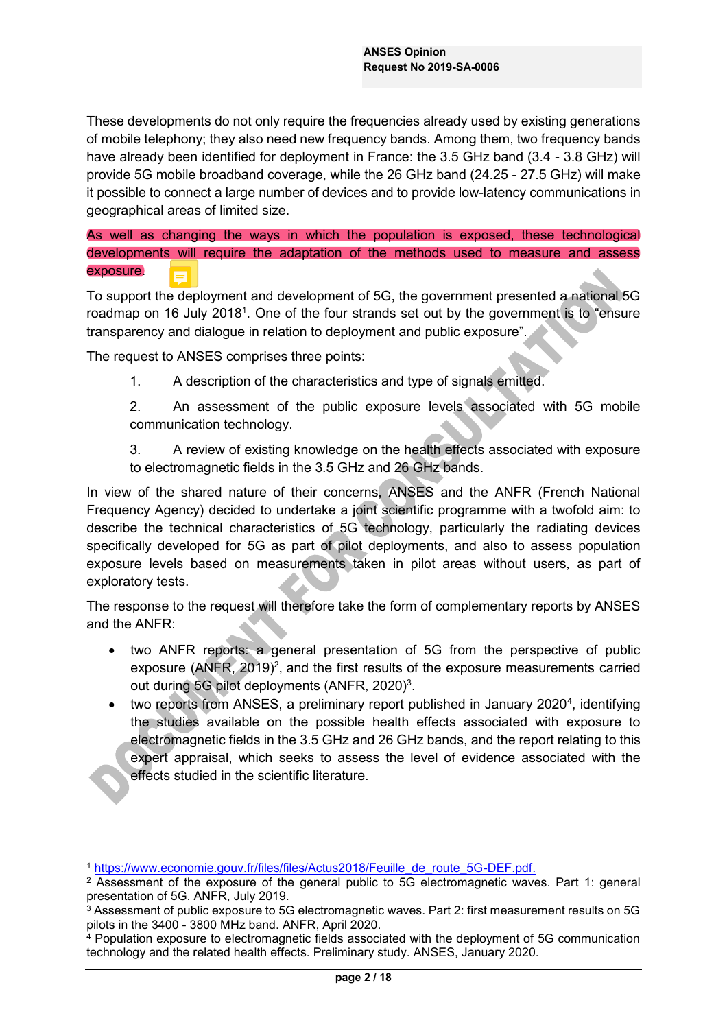These developments do not only require the frequencies already used by existing generations of mobile telephony; they also need new frequency bands. Among them, two frequency bands have already been identified for deployment in France: the 3.5 GHz band (3.4 - 3.8 GHz) will provide 5G mobile broadband coverage, while the 26 GHz band (24.25 - 27.5 GHz) will make it possible to connect a large number of devices and to provide low-latency communications in geographical areas of limited size.

As well as changing the ways in which the population is exposed, these technological developments will require the adaptation of the methods used to measure and assess exposure.

To support the deployment and development of 5G, the government presented a national 5G roadmap on 16 July 2018[1]. One of the four strands set out by the government is to "ensure transparency and dialogue in relation to deployment and public exposure".

The request to ANSES comprises three points:

1. A description of the characteristics and type of signals emitted.
2. An assessment of the public exposure levels associated with 5G mobile communication technology.
3. A review of existing knowledge on the health effects associated with exposure to electromagnetic fields in the 3.5 GHz and 26 GHz bands.

In view of the shared nature of their concerns, ANSES and the ANFR (French National Frequency Agency) decided to undertake a joint scientific programme with a twofold aim: to describe the technical characteristics of 5G technology, particularly the radiating devices specifically developed for 5G as part of pilot deployments, and also to assess population exposure levels based on measurements taken in pilot areas without users, as part of exploratory tests.

The response to the request will therefore take the form of complementary reports by ANSES and the ANFR:

- two ANFR reports: a general presentation of 5G from the perspective of public exposure (ANFR, 2019)[2], and the first results of the exposure measurements carried out during 5G pilot deployments (ANFR, 2020)[3].
- two reports from ANSES, a preliminary report published in January 2020[4], identifying the studies available on the possible health effects associated with exposure to electromagnetic fields in the 3.5 GHz and 26 GHz bands, and the report relating to this expert appraisal, which seeks to assess the level of evidence associated with the effects studied in the scientific literature.

---

[1] https://www.economie.gouv.fr/files/files/Actus2018/Feuille_de_route_5G-DEF.pdf.

[2] Assessment of the exposure of the general public to 5G electromagnetic waves. Part 1: general presentation of 5G. ANFR, July 2019.

[3] Assessment of public exposure to 5G electromagnetic waves. Part 2: first measurement results on 5G pilots in the 3400 - 3800 MHz band. ANFR, April 2020.

[4] Population exposure to electromagnetic fields associated with the deployment of 5G communication technology and the related health effects. Preliminary study. ANSES, January 2020.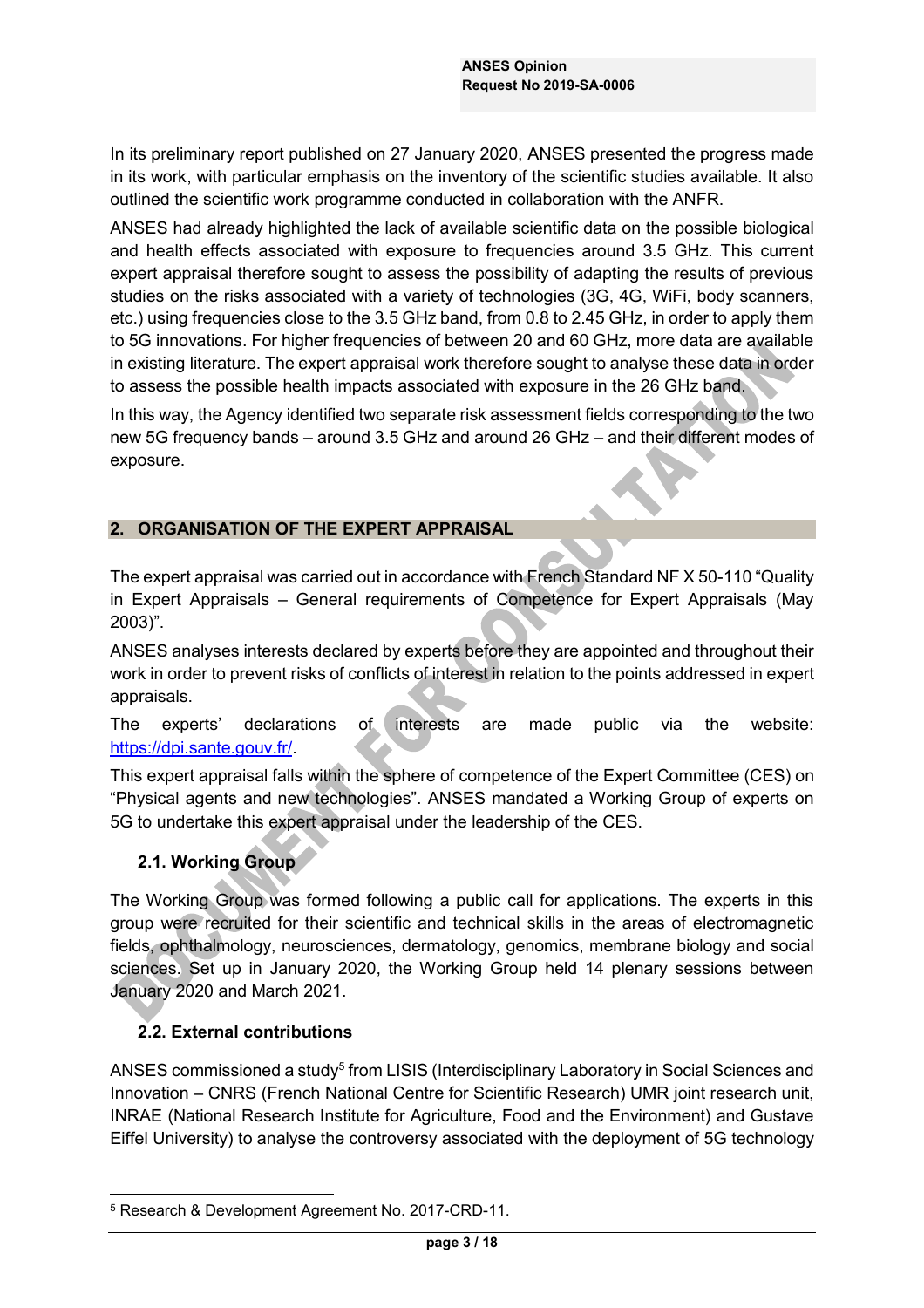In its preliminary report published on 27 January 2020, ANSES presented the progress made in its work, with particular emphasis on the inventory of the scientific studies available. It also outlined the scientific work programme conducted in collaboration with the ANFR.

ANSES had already highlighted the lack of available scientific data on the possible biological and health effects associated with exposure to frequencies around 3.5 GHz. This current expert appraisal therefore sought to assess the possibility of adapting the results of previous studies on the risks associated with a variety of technologies (3G, 4G, WiFi, body scanners, etc.) using frequencies close to the 3.5 GHz band, from 0.8 to 2.45 GHz, in order to apply them to 5G innovations. For higher frequencies of between 20 and 60 GHz, more data are available in existing literature. The expert appraisal work therefore sought to analyse these data in order to assess the possible health impacts associated with exposure in the 26 GHz band.

In this way, the Agency identified two separate risk assessment fields corresponding to the two new 5G frequency bands – around 3.5 GHz and around 26 GHz – and their different modes of exposure.

## 2. ORGANISATION OF THE EXPERT APPRAISAL

The expert appraisal was carried out in accordance with French Standard NF X 50-110 "Quality in Expert Appraisals – General requirements of Competence for Expert Appraisals (May 2003)".

ANSES analyses interests declared by experts before they are appointed and throughout their work in order to prevent risks of conflicts of interest in relation to the points addressed in expert appraisals.

The experts' declarations of interests are made public via the website: https://dpi.sante.gouv.fr/.

This expert appraisal falls within the sphere of competence of the Expert Committee (CES) on "Physical agents and new technologies". ANSES mandated a Working Group of experts on 5G to undertake this expert appraisal under the leadership of the CES.

### 2.1. Working Group

The Working Group was formed following a public call for applications. The experts in this group were recruited for their scientific and technical skills in the areas of electromagnetic fields, ophthalmology, neurosciences, dermatology, genomics, membrane biology and social sciences. Set up in January 2020, the Working Group held 14 plenary sessions between January 2020 and March 2021.

### 2.2. External contributions

ANSES commissioned a study[5] from LISIS (Interdisciplinary Laboratory in Social Sciences and Innovation – CNRS (French National Centre for Scientific Research) UMR joint research unit, INRAE (National Research Institute for Agriculture, Food and the Environment) and Gustave Eiffel University) to analyse the controversy associated with the deployment of 5G technology

[5] Research & Development Agreement No. 2017-CRD-11.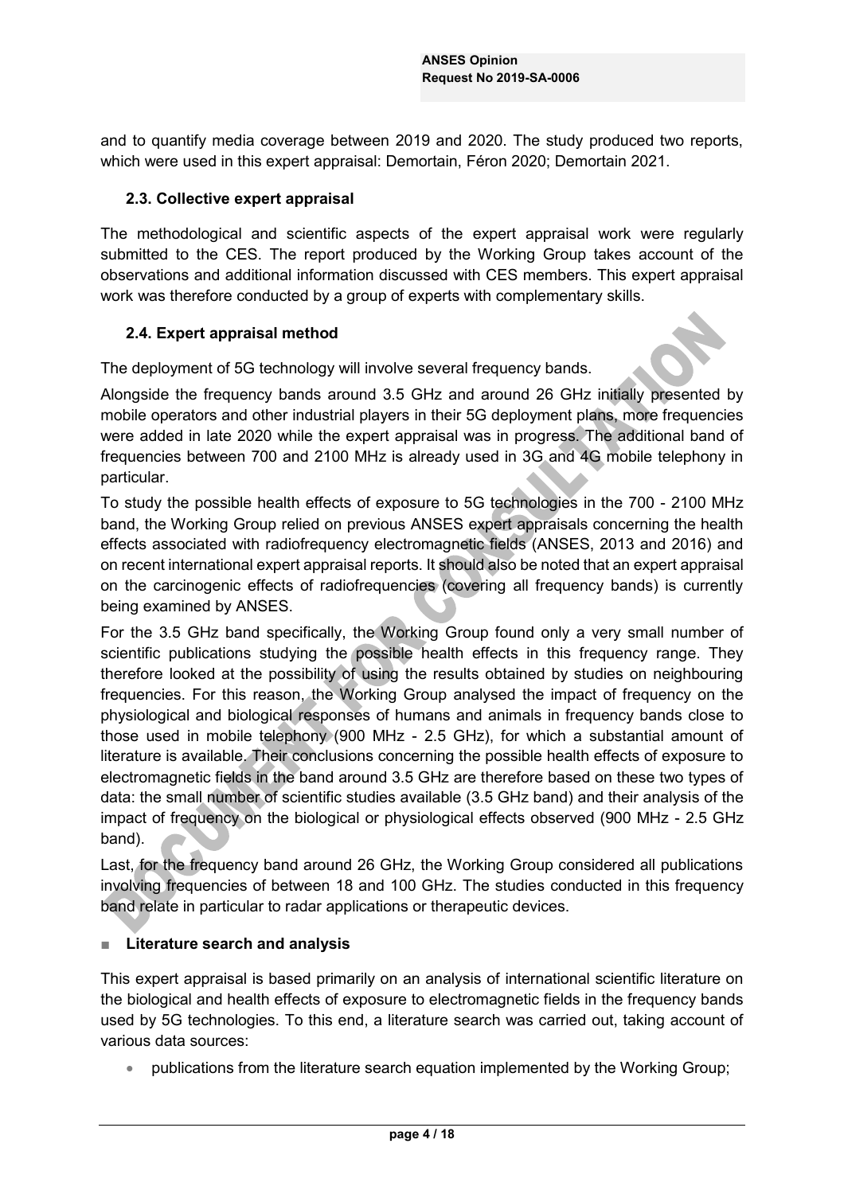and to quantify media coverage between 2019 and 2020. The study produced two reports, which were used in this expert appraisal: Demortain, Féron 2020; Demortain 2021.

### 2.3. Collective expert appraisal

The methodological and scientific aspects of the expert appraisal work were regularly submitted to the CES. The report produced by the Working Group takes account of the observations and additional information discussed with CES members. This expert appraisal work was therefore conducted by a group of experts with complementary skills.

### 2.4. Expert appraisal method

The deployment of 5G technology will involve several frequency bands.

Alongside the frequency bands around 3.5 GHz and around 26 GHz initially presented by mobile operators and other industrial players in their 5G deployment plans, more frequencies were added in late 2020 while the expert appraisal was in progress. The additional band of frequencies between 700 and 2100 MHz is already used in 3G and 4G mobile telephony in particular.

To study the possible health effects of exposure to 5G technologies in the 700 - 2100 MHz band, the Working Group relied on previous ANSES expert appraisals concerning the health effects associated with radiofrequency electromagnetic fields (ANSES, 2013 and 2016) and on recent international expert appraisal reports. It should also be noted that an expert appraisal on the carcinogenic effects of radiofrequencies (covering all frequency bands) is currently being examined by ANSES.

For the 3.5 GHz band specifically, the Working Group found only a very small number of scientific publications studying the possible health effects in this frequency range. They therefore looked at the possibility of using the results obtained by studies on neighbouring frequencies. For this reason, the Working Group analysed the impact of frequency on the physiological and biological responses of humans and animals in frequency bands close to those used in mobile telephony (900 MHz - 2.5 GHz), for which a substantial amount of literature is available. Their conclusions concerning the possible health effects of exposure to electromagnetic fields in the band around 3.5 GHz are therefore based on these two types of data: the small number of scientific studies available (3.5 GHz band) and their analysis of the impact of frequency on the biological or physiological effects observed (900 MHz - 2.5 GHz band).

Last, for the frequency band around 26 GHz, the Working Group considered all publications involving frequencies of between 18 and 100 GHz. The studies conducted in this frequency band relate in particular to radar applications or therapeutic devices.

- **Literature search and analysis**

This expert appraisal is based primarily on an analysis of international scientific literature on the biological and health effects of exposure to electromagnetic fields in the frequency bands used by 5G technologies. To this end, a literature search was carried out, taking account of various data sources:

- publications from the literature search equation implemented by the Working Group;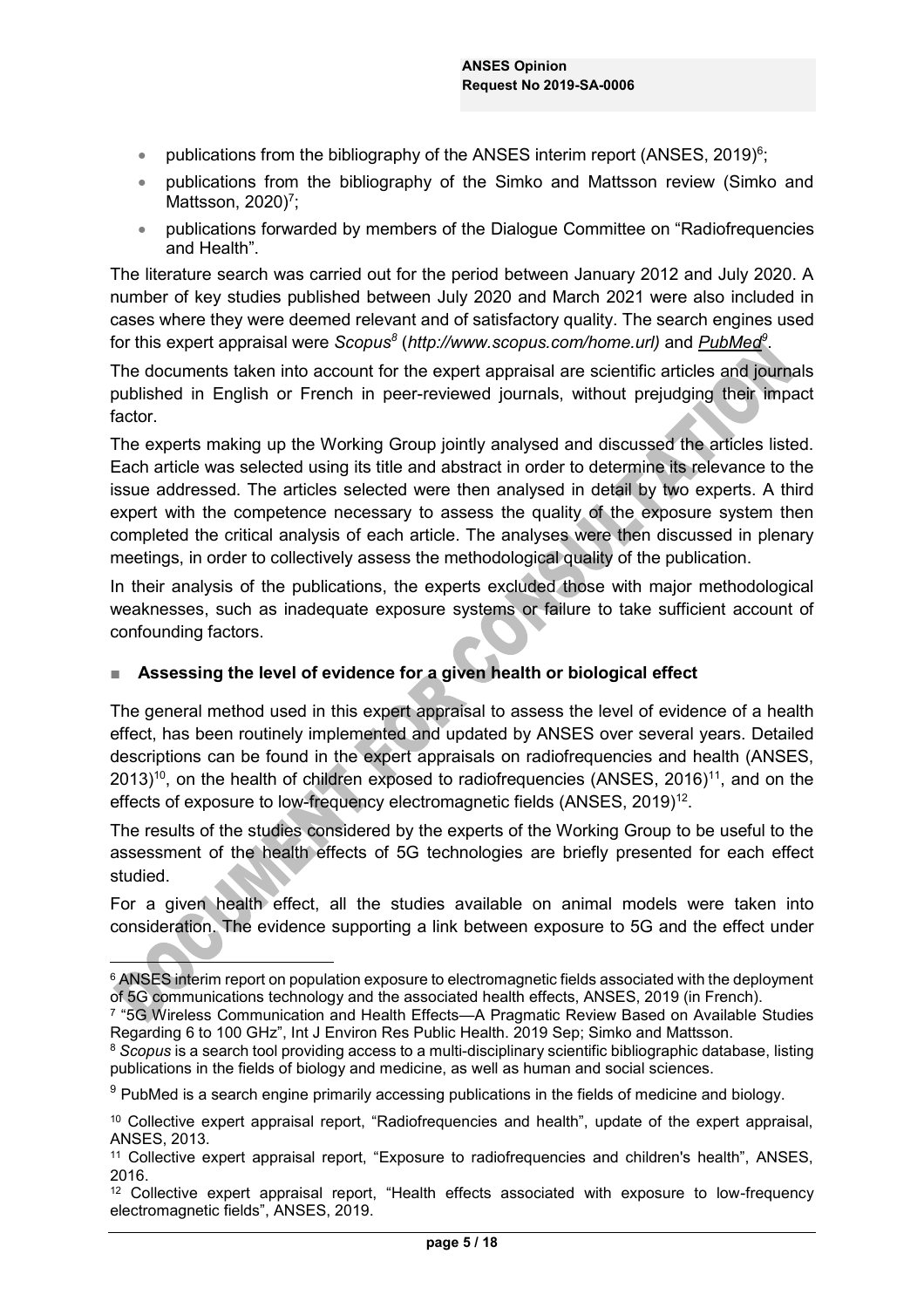- publications from the bibliography of the ANSES interim report (ANSES, 2019)[6];
- publications from the bibliography of the Simko and Mattsson review (Simko and Mattsson, 2020)[7];
- publications forwarded by members of the Dialogue Committee on "Radiofrequencies and Health".

The literature search was carried out for the period between January 2012 and July 2020. A number of key studies published between July 2020 and March 2021 were also included in cases where they were deemed relevant and of satisfactory quality. The search engines used for this expert appraisal were *Scopus*[8] (*http://www.scopus.com/home.url)* and PubMed[9].

The documents taken into account for the expert appraisal are scientific articles and journals published in English or French in peer-reviewed journals, without prejudging their impact factor.

The experts making up the Working Group jointly analysed and discussed the articles listed. Each article was selected using its title and abstract in order to determine its relevance to the issue addressed. The articles selected were then analysed in detail by two experts. A third expert with the competence necessary to assess the quality of the exposure system then completed the critical analysis of each article. The analyses were then discussed in plenary meetings, in order to collectively assess the methodological quality of the publication.

In their analysis of the publications, the experts excluded those with major methodological weaknesses, such as inadequate exposure systems or failure to take sufficient account of confounding factors.

■ **Assessing the level of evidence for a given health or biological effect**

The general method used in this expert appraisal to assess the level of evidence of a health effect, has been routinely implemented and updated by ANSES over several years. Detailed descriptions can be found in the expert appraisals on radiofrequencies and health (ANSES, 2013)[10], on the health of children exposed to radiofrequencies (ANSES, 2016)[11], and on the effects of exposure to low-frequency electromagnetic fields (ANSES, 2019)[12].

The results of the studies considered by the experts of the Working Group to be useful to the assessment of the health effects of 5G technologies are briefly presented for each effect studied.

For a given health effect, all the studies available on animal models were taken into consideration. The evidence supporting a link between exposure to 5G and the effect under

---

[6] ANSES interim report on population exposure to electromagnetic fields associated with the deployment of 5G communications technology and the associated health effects, ANSES, 2019 (in French).

[7] "5G Wireless Communication and Health Effects—A Pragmatic Review Based on Available Studies Regarding 6 to 100 GHz", Int J Environ Res Public Health. 2019 Sep; Simko and Mattsson.

[8] *Scopus* is a search tool providing access to a multi-disciplinary scientific bibliographic database, listing publications in the fields of biology and medicine, as well as human and social sciences.

[9] PubMed is a search engine primarily accessing publications in the fields of medicine and biology.

[10] Collective expert appraisal report, "Radiofrequencies and health", update of the expert appraisal, ANSES, 2013.

[11] Collective expert appraisal report, "Exposure to radiofrequencies and children's health", ANSES, 2016.

[12] Collective expert appraisal report, "Health effects associated with exposure to low-frequency electromagnetic fields", ANSES, 2019.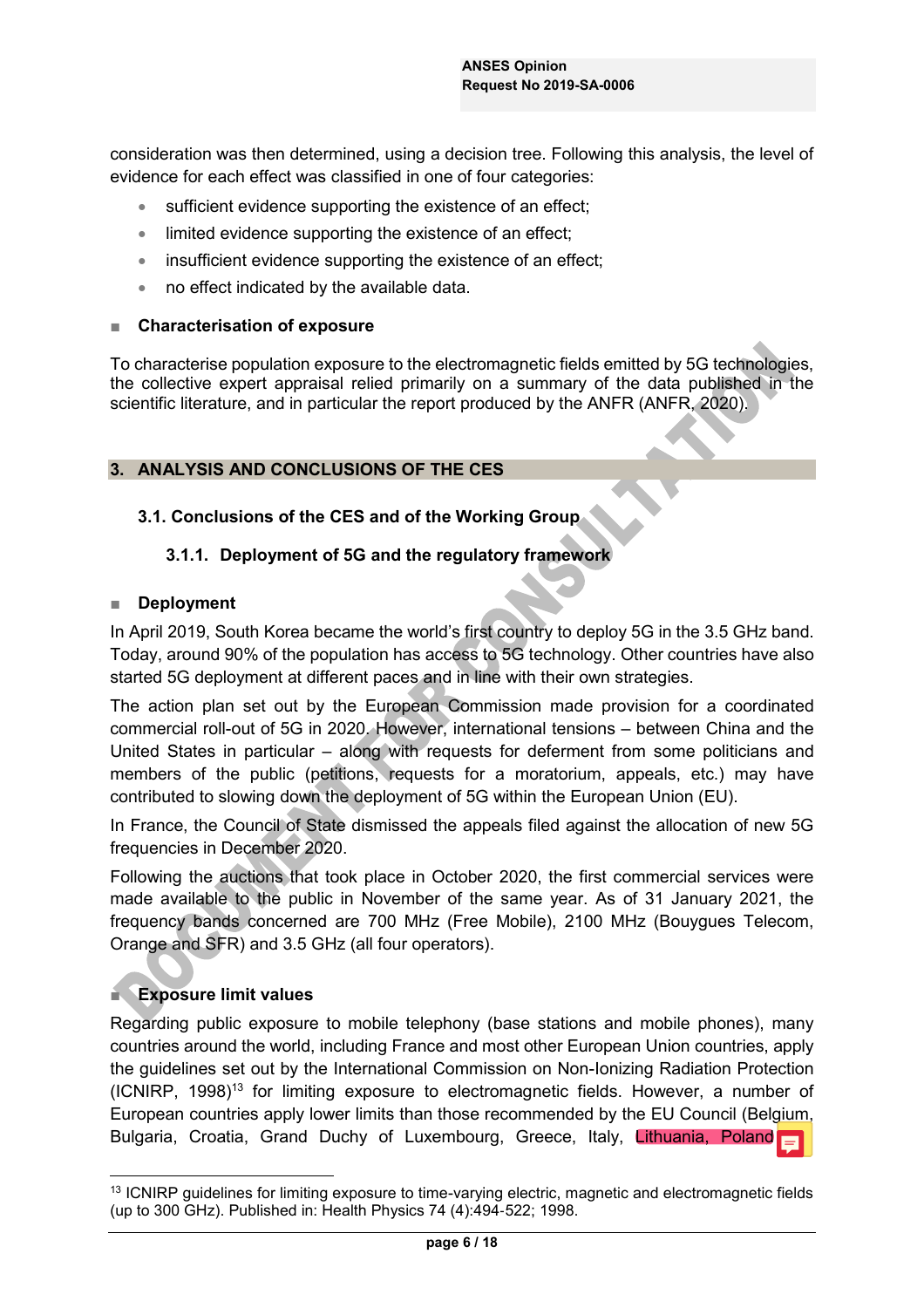consideration was then determined, using a decision tree. Following this analysis, the level of evidence for each effect was classified in one of four categories:

- sufficient evidence supporting the existence of an effect;
- limited evidence supporting the existence of an effect;
- insufficient evidence supporting the existence of an effect;
- no effect indicated by the available data.

**■ Characterisation of exposure**

To characterise population exposure to the electromagnetic fields emitted by 5G technologies, the collective expert appraisal relied primarily on a summary of the data published in the scientific literature, and in particular the report produced by the ANFR (ANFR, 2020).

## 3. ANALYSIS AND CONCLUSIONS OF THE CES

### 3.1. Conclusions of the CES and of the Working Group

#### 3.1.1. Deployment of 5G and the regulatory framework

**■ Deployment**

In April 2019, South Korea became the world's first country to deploy 5G in the 3.5 GHz band. Today, around 90% of the population has access to 5G technology. Other countries have also started 5G deployment at different paces and in line with their own strategies.

The action plan set out by the European Commission made provision for a coordinated commercial roll-out of 5G in 2020. However, international tensions – between China and the United States in particular – along with requests for deferment from some politicians and members of the public (petitions, requests for a moratorium, appeals, etc.) may have contributed to slowing down the deployment of 5G within the European Union (EU).

In France, the Council of State dismissed the appeals filed against the allocation of new 5G frequencies in December 2020.

Following the auctions that took place in October 2020, the first commercial services were made available to the public in November of the same year. As of 31 January 2021, the frequency bands concerned are 700 MHz (Free Mobile), 2100 MHz (Bouygues Telecom, Orange and SFR) and 3.5 GHz (all four operators).

**■ Exposure limit values**

Regarding public exposure to mobile telephony (base stations and mobile phones), many countries around the world, including France and most other European Union countries, apply the guidelines set out by the International Commission on Non-Ionizing Radiation Protection (ICNIRP, 1998)[13] for limiting exposure to electromagnetic fields. However, a number of European countries apply lower limits than those recommended by the EU Council (Belgium, Bulgaria, Croatia, Grand Duchy of Luxembourg, Greece, Italy, Lithuania, Poland

[13] ICNIRP guidelines for limiting exposure to time-varying electric, magnetic and electromagnetic fields (up to 300 GHz). Published in: Health Physics 74 (4):494-522; 1998.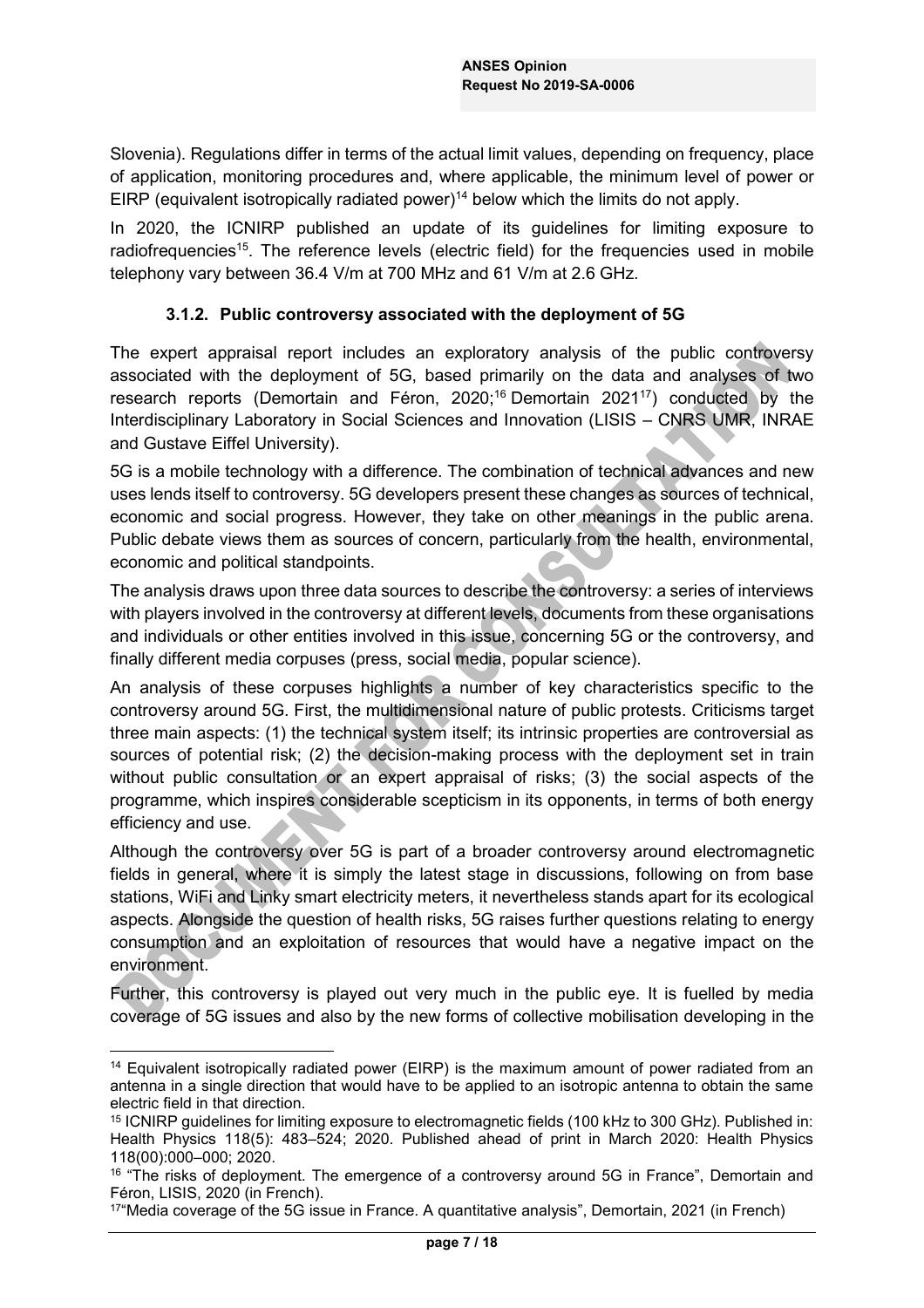Slovenia). Regulations differ in terms of the actual limit values, depending on frequency, place of application, monitoring procedures and, where applicable, the minimum level of power or EIRP (equivalent isotropically radiated power)[14] below which the limits do not apply.

In 2020, the ICNIRP published an update of its guidelines for limiting exposure to radiofrequencies[15]. The reference levels (electric field) for the frequencies used in mobile telephony vary between 36.4 V/m at 700 MHz and 61 V/m at 2.6 GHz.

### 3.1.2. Public controversy associated with the deployment of 5G

The expert appraisal report includes an exploratory analysis of the public controversy associated with the deployment of 5G, based primarily on the data and analyses of two research reports (Demortain and Féron, 2020;[16] Demortain 2021[17]) conducted by the Interdisciplinary Laboratory in Social Sciences and Innovation (LISIS – CNRS UMR, INRAE and Gustave Eiffel University).

5G is a mobile technology with a difference. The combination of technical advances and new uses lends itself to controversy. 5G developers present these changes as sources of technical, economic and social progress. However, they take on other meanings in the public arena. Public debate views them as sources of concern, particularly from the health, environmental, economic and political standpoints.

The analysis draws upon three data sources to describe the controversy: a series of interviews with players involved in the controversy at different levels, documents from these organisations and individuals or other entities involved in this issue, concerning 5G or the controversy, and finally different media corpuses (press, social media, popular science).

An analysis of these corpuses highlights a number of key characteristics specific to the controversy around 5G. First, the multidimensional nature of public protests. Criticisms target three main aspects: (1) the technical system itself; its intrinsic properties are controversial as sources of potential risk; (2) the decision-making process with the deployment set in train without public consultation or an expert appraisal of risks; (3) the social aspects of the programme, which inspires considerable scepticism in its opponents, in terms of both energy efficiency and use.

Although the controversy over 5G is part of a broader controversy around electromagnetic fields in general, where it is simply the latest stage in discussions, following on from base stations, WiFi and Linky smart electricity meters, it nevertheless stands apart for its ecological aspects. Alongside the question of health risks, 5G raises further questions relating to energy consumption and an exploitation of resources that would have a negative impact on the environment.

Further, this controversy is played out very much in the public eye. It is fuelled by media coverage of 5G issues and also by the new forms of collective mobilisation developing in the

---

[14] Equivalent isotropically radiated power (EIRP) is the maximum amount of power radiated from an antenna in a single direction that would have to be applied to an isotropic antenna to obtain the same electric field in that direction.

[15] ICNIRP guidelines for limiting exposure to electromagnetic fields (100 kHz to 300 GHz). Published in: Health Physics 118(5): 483–524; 2020. Published ahead of print in March 2020: Health Physics 118(00):000–000; 2020.

[16] "The risks of deployment. The emergence of a controversy around 5G in France", Demortain and Féron, LISIS, 2020 (in French).

[17] "Media coverage of the 5G issue in France. A quantitative analysis", Demortain, 2021 (in French)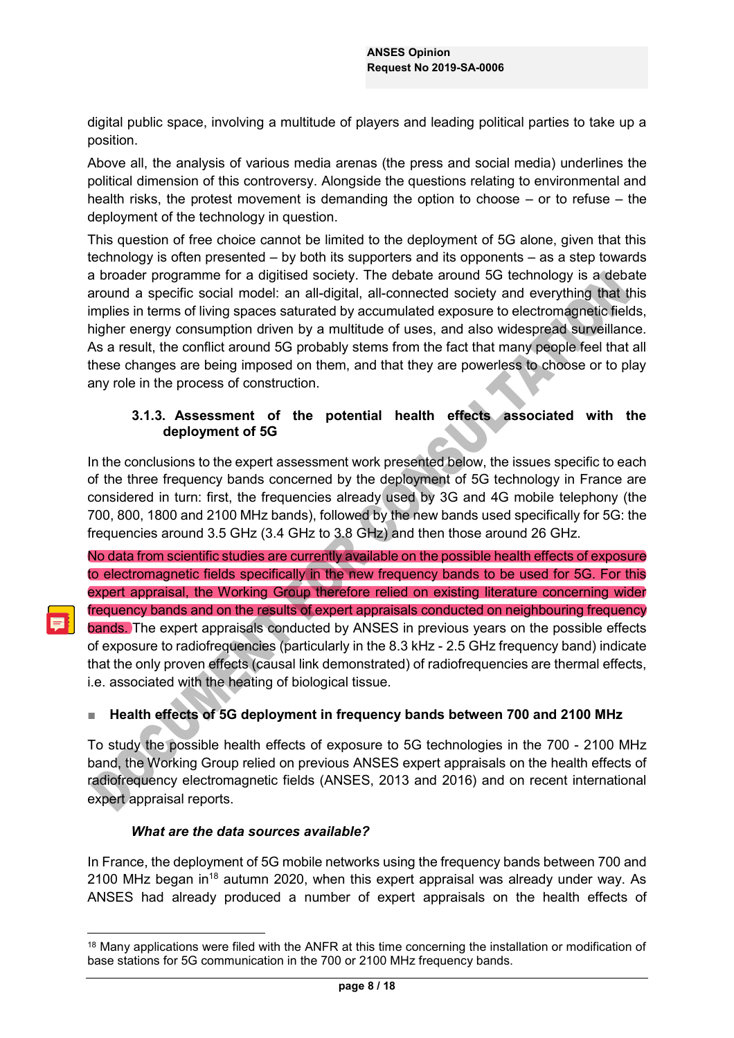digital public space, involving a multitude of players and leading political parties to take up a position.

Above all, the analysis of various media arenas (the press and social media) underlines the political dimension of this controversy. Alongside the questions relating to environmental and health risks, the protest movement is demanding the option to choose – or to refuse – the deployment of the technology in question.

This question of free choice cannot be limited to the deployment of 5G alone, given that this technology is often presented – by both its supporters and its opponents – as a step towards a broader programme for a digitised society. The debate around 5G technology is a debate around a specific social model: an all-digital, all-connected society and everything that this implies in terms of living spaces saturated by accumulated exposure to electromagnetic fields, higher energy consumption driven by a multitude of uses, and also widespread surveillance. As a result, the conflict around 5G probably stems from the fact that many people feel that all these changes are being imposed on them, and that they are powerless to choose or to play any role in the process of construction.

### 3.1.3. Assessment of the potential health effects associated with the deployment of 5G

In the conclusions to the expert assessment work presented below, the issues specific to each of the three frequency bands concerned by the deployment of 5G technology in France are considered in turn: first, the frequencies already used by 3G and 4G mobile telephony (the 700, 800, 1800 and 2100 MHz bands), followed by the new bands used specifically for 5G: the frequencies around 3.5 GHz (3.4 GHz to 3.8 GHz) and then those around 26 GHz.

No data from scientific studies are currently available on the possible health effects of exposure to electromagnetic fields specifically in the new frequency bands to be used for 5G. For this expert appraisal, the Working Group therefore relied on existing literature concerning wider frequency bands and on the results of expert appraisals conducted on neighbouring frequency bands. The expert appraisals conducted by ANSES in previous years on the possible effects of exposure to radiofrequencies (particularly in the 8.3 kHz - 2.5 GHz frequency band) indicate that the only proven effects (causal link demonstrated) of radiofrequencies are thermal effects, i.e. associated with the heating of biological tissue.

- **Health effects of 5G deployment in frequency bands between 700 and 2100 MHz**

To study the possible health effects of exposure to 5G technologies in the 700 - 2100 MHz band, the Working Group relied on previous ANSES expert appraisals on the health effects of radiofrequency electromagnetic fields (ANSES, 2013 and 2016) and on recent international expert appraisal reports.

***What are the data sources available?***

In France, the deployment of 5G mobile networks using the frequency bands between 700 and 2100 MHz began in[18] autumn 2020, when this expert appraisal was already under way. As ANSES had already produced a number of expert appraisals on the health effects of

[18] Many applications were filed with the ANFR at this time concerning the installation or modification of base stations for 5G communication in the 700 or 2100 MHz frequency bands.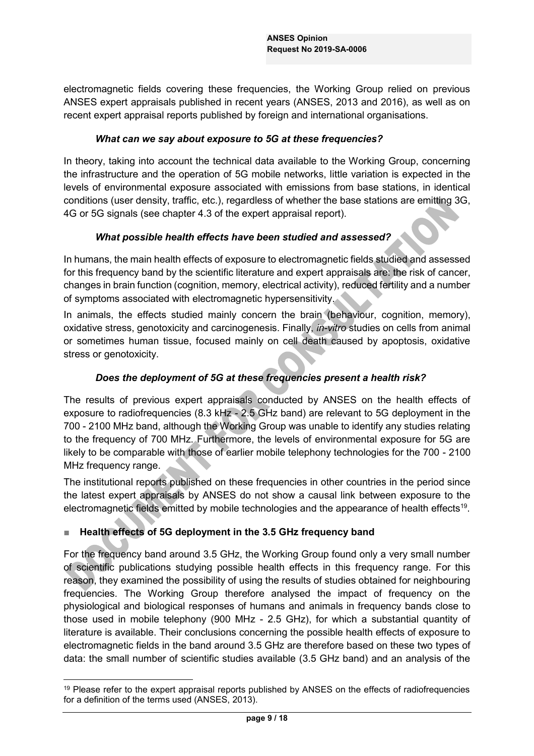electromagnetic fields covering these frequencies, the Working Group relied on previous ANSES expert appraisals published in recent years (ANSES, 2013 and 2016), as well as on recent expert appraisal reports published by foreign and international organisations.

#### *What can we say about exposure to 5G at these frequencies?*

In theory, taking into account the technical data available to the Working Group, concerning the infrastructure and the operation of 5G mobile networks, little variation is expected in the levels of environmental exposure associated with emissions from base stations, in identical conditions (user density, traffic, etc.), regardless of whether the base stations are emitting 3G, 4G or 5G signals (see chapter 4.3 of the expert appraisal report).

#### *What possible health effects have been studied and assessed?*

In humans, the main health effects of exposure to electromagnetic fields studied and assessed for this frequency band by the scientific literature and expert appraisals are: the risk of cancer, changes in brain function (cognition, memory, electrical activity), reduced fertility and a number of symptoms associated with electromagnetic hypersensitivity.

In animals, the effects studied mainly concern the brain (behaviour, cognition, memory), oxidative stress, genotoxicity and carcinogenesis. Finally, *in-vitro* studies on cells from animal or sometimes human tissue, focused mainly on cell death caused by apoptosis, oxidative stress or genotoxicity.

#### *Does the deployment of 5G at these frequencies present a health risk?*

The results of previous expert appraisals conducted by ANSES on the health effects of exposure to radiofrequencies (8.3 kHz - 2.5 GHz band) are relevant to 5G deployment in the 700 - 2100 MHz band, although the Working Group was unable to identify any studies relating to the frequency of 700 MHz. Furthermore, the levels of environmental exposure for 5G are likely to be comparable with those of earlier mobile telephony technologies for the 700 - 2100 MHz frequency range.

The institutional reports published on these frequencies in other countries in the period since the latest expert appraisals by ANSES do not show a causal link between exposure to the electromagnetic fields emitted by mobile technologies and the appearance of health effects[19].

### ■ Health effects of 5G deployment in the 3.5 GHz frequency band

For the frequency band around 3.5 GHz, the Working Group found only a very small number of scientific publications studying possible health effects in this frequency range. For this reason, they examined the possibility of using the results of studies obtained for neighbouring frequencies. The Working Group therefore analysed the impact of frequency on the physiological and biological responses of humans and animals in frequency bands close to those used in mobile telephony (900 MHz - 2.5 GHz), for which a substantial quantity of literature is available. Their conclusions concerning the possible health effects of exposure to electromagnetic fields in the band around 3.5 GHz are therefore based on these two types of data: the small number of scientific studies available (3.5 GHz band) and an analysis of the

[19] Please refer to the expert appraisal reports published by ANSES on the effects of radiofrequencies for a definition of the terms used (ANSES, 2013).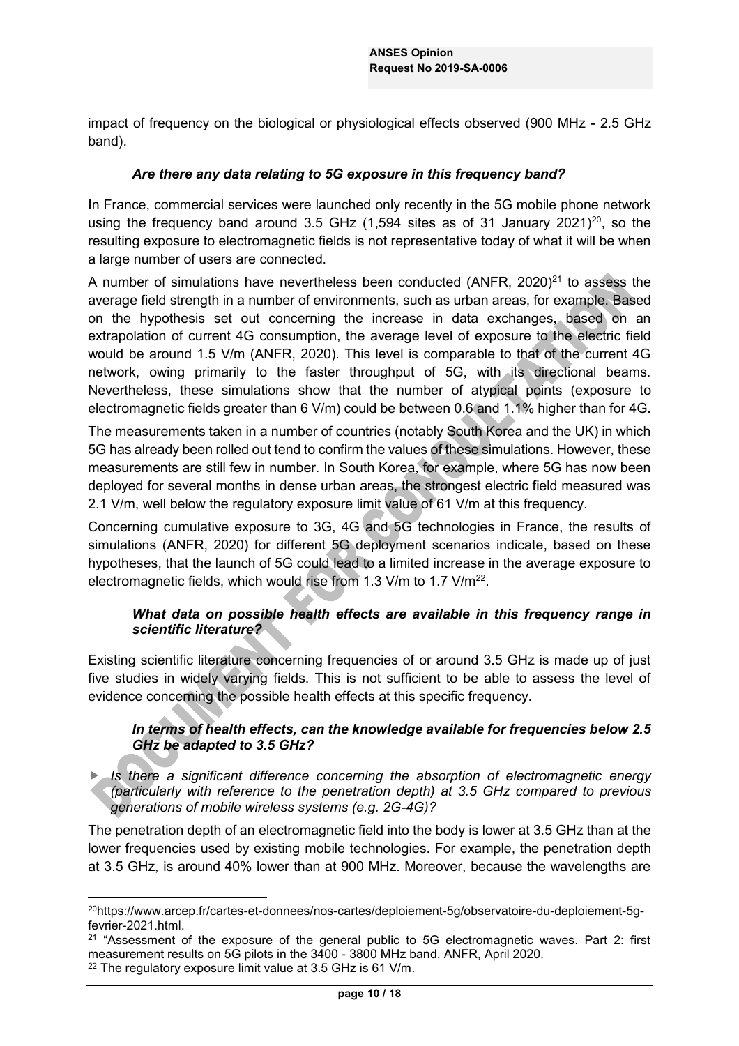impact of frequency on the biological or physiological effects observed (900 MHz - 2.5 GHz band).

### *Are there any data relating to 5G exposure in this frequency band?*

In France, commercial services were launched only recently in the 5G mobile phone network using the frequency band around 3.5 GHz (1,594 sites as of 31 January 2021)[20], so the resulting exposure to electromagnetic fields is not representative today of what it will be when a large number of users are connected.

A number of simulations have nevertheless been conducted (ANFR, 2020)[21] to assess the average field strength in a number of environments, such as urban areas, for example. Based on the hypothesis set out concerning the increase in data exchanges, based on an extrapolation of current 4G consumption, the average level of exposure to the electric field would be around 1.5 V/m (ANFR, 2020). This level is comparable to that of the current 4G network, owing primarily to the faster throughput of 5G, with its directional beams. Nevertheless, these simulations show that the number of atypical points (exposure to electromagnetic fields greater than 6 V/m) could be between 0.6 and 1.1% higher than for 4G.

The measurements taken in a number of countries (notably South Korea and the UK) in which 5G has already been rolled out tend to confirm the values of these simulations. However, these measurements are still few in number. In South Korea, for example, where 5G has now been deployed for several months in dense urban areas, the strongest electric field measured was 2.1 V/m, well below the regulatory exposure limit value of 61 V/m at this frequency.

Concerning cumulative exposure to 3G, 4G and 5G technologies in France, the results of simulations (ANFR, 2020) for different 5G deployment scenarios indicate, based on these hypotheses, that the launch of 5G could lead to a limited increase in the average exposure to electromagnetic fields, which would rise from 1.3 V/m to 1.7 V/m[22].

### *What data on possible health effects are available in this frequency range in scientific literature?*

Existing scientific literature concerning frequencies of or around 3.5 GHz is made up of just five studies in widely varying fields. This is not sufficient to be able to assess the level of evidence concerning the possible health effects at this specific frequency.

### *In terms of health effects, can the knowledge available for frequencies below 2.5 GHz be adapted to 3.5 GHz?*

- *Is there a significant difference concerning the absorption of electromagnetic energy (particularly with reference to the penetration depth) at 3.5 GHz compared to previous generations of mobile wireless systems (e.g. 2G-4G)?*

The penetration depth of an electromagnetic field into the body is lower at 3.5 GHz than at the lower frequencies used by existing mobile technologies. For example, the penetration depth at 3.5 GHz, is around 40% lower than at 900 MHz. Moreover, because the wavelengths are

---

[20] https://www.arcep.fr/cartes-et-donnees/nos-cartes/deploiement-5g/observatoire-du-deploiement-5g-fevrier-2021.html.

[21] "Assessment of the exposure of the general public to 5G electromagnetic waves. Part 2: first measurement results on 5G pilots in the 3400 - 3800 MHz band. ANFR, April 2020.

[22] The regulatory exposure limit value at 3.5 GHz is 61 V/m.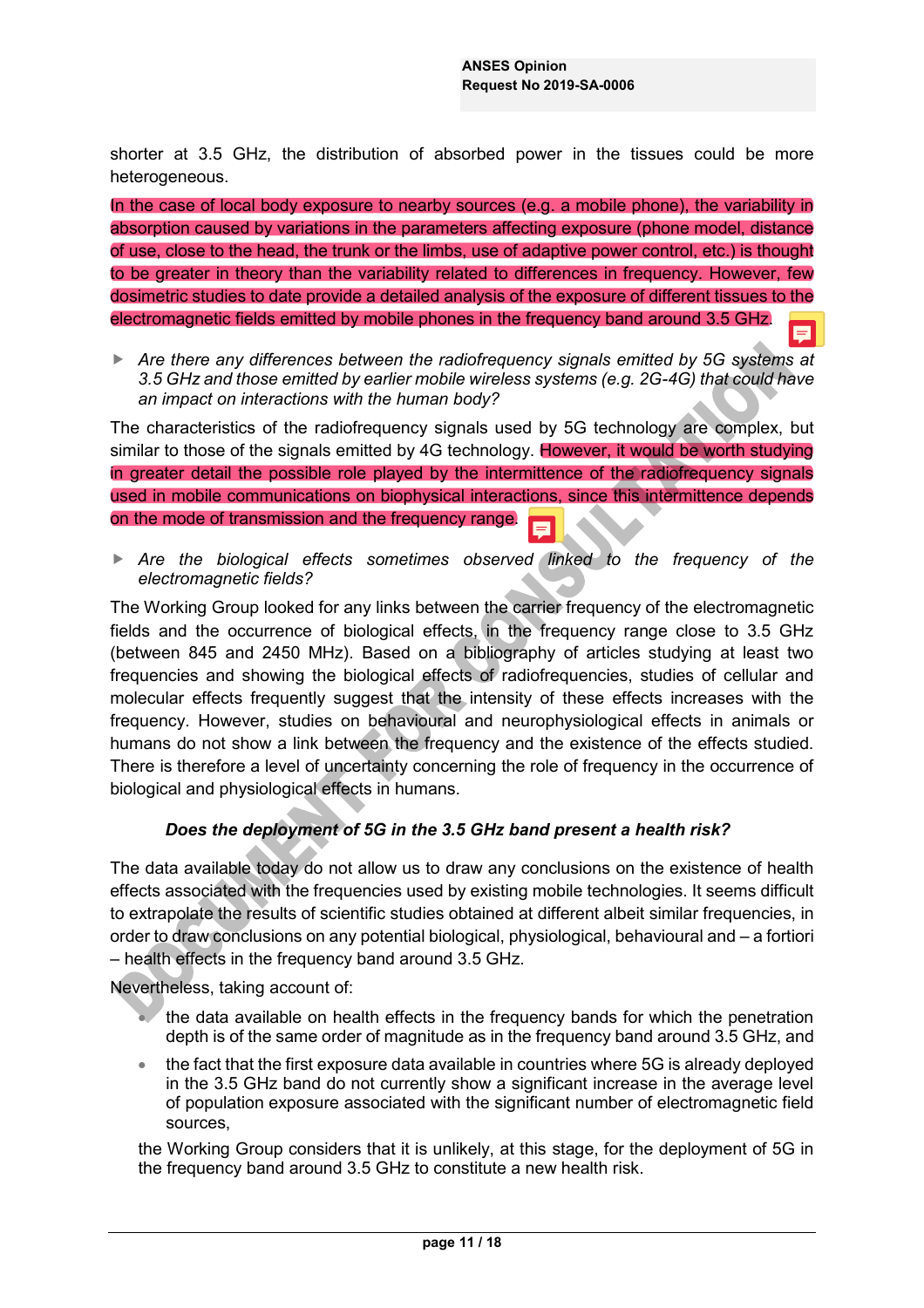shorter at 3.5 GHz, the distribution of absorbed power in the tissues could be more heterogeneous.

In the case of local body exposure to nearby sources (e.g. a mobile phone), the variability in absorption caused by variations in the parameters affecting exposure (phone model, distance of use, close to the head, the trunk or the limbs, use of adaptive power control, etc.) is thought to be greater in theory than the variability related to differences in frequency. However, few dosimetric studies to date provide a detailed analysis of the exposure of different tissues to the electromagnetic fields emitted by mobile phones in the frequency band around 3.5 GHz.

- *Are there any differences between the radiofrequency signals emitted by 5G systems at 3.5 GHz and those emitted by earlier mobile wireless systems (e.g. 2G-4G) that could have an impact on interactions with the human body?*

The characteristics of the radiofrequency signals used by 5G technology are complex, but similar to those of the signals emitted by 4G technology. However, it would be worth studying in greater detail the possible role played by the intermittence of the radiofrequency signals used in mobile communications on biophysical interactions, since this intermittence depends on the mode of transmission and the frequency range.

- *Are the biological effects sometimes observed linked to the frequency of the electromagnetic fields?*

The Working Group looked for any links between the carrier frequency of the electromagnetic fields and the occurrence of biological effects, in the frequency range close to 3.5 GHz (between 845 and 2450 MHz). Based on a bibliography of articles studying at least two frequencies and showing the biological effects of radiofrequencies, studies of cellular and molecular effects frequently suggest that the intensity of these effects increases with the frequency. However, studies on behavioural and neurophysiological effects in animals or humans do not show a link between the frequency and the existence of the effects studied. There is therefore a level of uncertainty concerning the role of frequency in the occurrence of biological and physiological effects in humans.

***Does the deployment of 5G in the 3.5 GHz band present a health risk?***

The data available today do not allow us to draw any conclusions on the existence of health effects associated with the frequencies used by existing mobile technologies. It seems difficult to extrapolate the results of scientific studies obtained at different albeit similar frequencies, in order to draw conclusions on any potential biological, physiological, behavioural and – a fortiori – health effects in the frequency band around 3.5 GHz.

Nevertheless, taking account of:

- the data available on health effects in the frequency bands for which the penetration depth is of the same order of magnitude as in the frequency band around 3.5 GHz, and
- the fact that the first exposure data available in countries where 5G is already deployed in the 3.5 GHz band do not currently show a significant increase in the average level of population exposure associated with the significant number of electromagnetic field sources,

the Working Group considers that it is unlikely, at this stage, for the deployment of 5G in the frequency band around 3.5 GHz to constitute a new health risk.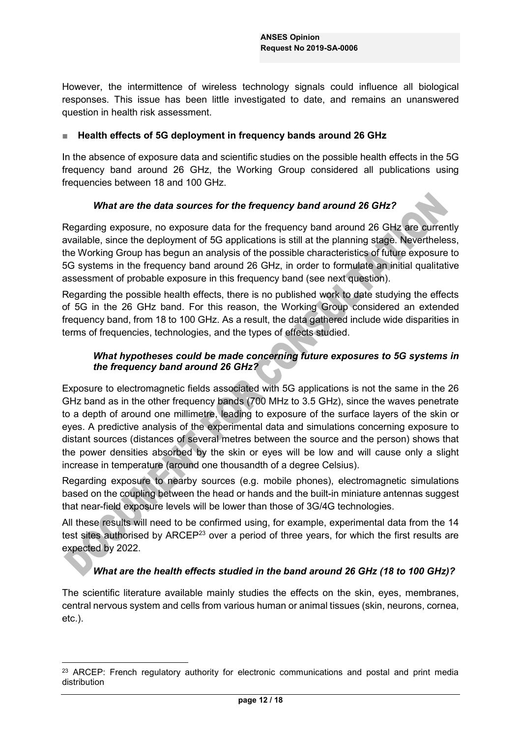However, the intermittence of wireless technology signals could influence all biological responses. This issue has been little investigated to date, and remains an unanswered question in health risk assessment.

■ **Health effects of 5G deployment in frequency bands around 26 GHz**

In the absence of exposure data and scientific studies on the possible health effects in the 5G frequency band around 26 GHz, the Working Group considered all publications using frequencies between 18 and 100 GHz.

***What are the data sources for the frequency band around 26 GHz?***

Regarding exposure, no exposure data for the frequency band around 26 GHz are currently available, since the deployment of 5G applications is still at the planning stage. Nevertheless, the Working Group has begun an analysis of the possible characteristics of future exposure to 5G systems in the frequency band around 26 GHz, in order to formulate an initial qualitative assessment of probable exposure in this frequency band (see next question).

Regarding the possible health effects, there is no published work to date studying the effects of 5G in the 26 GHz band. For this reason, the Working Group considered an extended frequency band, from 18 to 100 GHz. As a result, the data gathered include wide disparities in terms of frequencies, technologies, and the types of effects studied.

***What hypotheses could be made concerning future exposures to 5G systems in the frequency band around 26 GHz?***

Exposure to electromagnetic fields associated with 5G applications is not the same in the 26 GHz band as in the other frequency bands (700 MHz to 3.5 GHz), since the waves penetrate to a depth of around one millimetre, leading to exposure of the surface layers of the skin or eyes. A predictive analysis of the experimental data and simulations concerning exposure to distant sources (distances of several metres between the source and the person) shows that the power densities absorbed by the skin or eyes will be low and will cause only a slight increase in temperature (around one thousandth of a degree Celsius).

Regarding exposure to nearby sources (e.g. mobile phones), electromagnetic simulations based on the coupling between the head or hands and the built-in miniature antennas suggest that near-field exposure levels will be lower than those of 3G/4G technologies.

All these results will need to be confirmed using, for example, experimental data from the 14 test sites authorised by ARCEP[23] over a period of three years, for which the first results are expected by 2022.

***What are the health effects studied in the band around 26 GHz (18 to 100 GHz)?***

The scientific literature available mainly studies the effects on the skin, eyes, membranes, central nervous system and cells from various human or animal tissues (skin, neurons, cornea, etc.).

---

[23] ARCEP: French regulatory authority for electronic communications and postal and print media distribution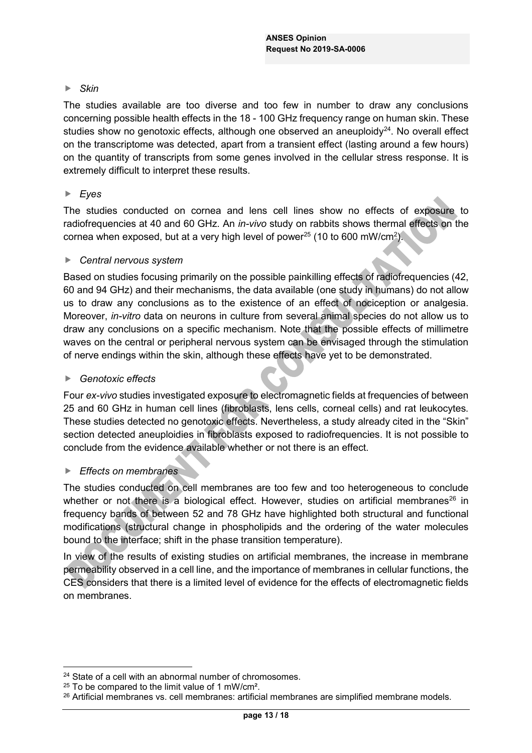- *Skin*

The studies available are too diverse and too few in number to draw any conclusions concerning possible health effects in the 18 - 100 GHz frequency range on human skin. These studies show no genotoxic effects, although one observed an aneuploidy[24]. No overall effect on the transcriptome was detected, apart from a transient effect (lasting around a few hours) on the quantity of transcripts from some genes involved in the cellular stress response. It is extremely difficult to interpret these results.

- *Eyes*

The studies conducted on cornea and lens cell lines show no effects of exposure to radiofrequencies at 40 and 60 GHz. An *in-vivo* study on rabbits shows thermal effects on the cornea when exposed, but at a very high level of power[25] (10 to 600 mW/cm$^2$).

- *Central nervous system*

Based on studies focusing primarily on the possible painkilling effects of radiofrequencies (42, 60 and 94 GHz) and their mechanisms, the data available (one study in humans) do not allow us to draw any conclusions as to the existence of an effect of nociception or analgesia. Moreover, *in-vitro* data on neurons in culture from several animal species do not allow us to draw any conclusions on a specific mechanism. Note that the possible effects of millimetre waves on the central or peripheral nervous system can be envisaged through the stimulation of nerve endings within the skin, although these effects have yet to be demonstrated.

- *Genotoxic effects*

Four *ex-vivo* studies investigated exposure to electromagnetic fields at frequencies of between 25 and 60 GHz in human cell lines (fibroblasts, lens cells, corneal cells) and rat leukocytes. These studies detected no genotoxic effects. Nevertheless, a study already cited in the "Skin" section detected aneuploidies in fibroblasts exposed to radiofrequencies. It is not possible to conclude from the evidence available whether or not there is an effect.

- *Effects on membranes*

The studies conducted on cell membranes are too few and too heterogeneous to conclude whether or not there is a biological effect. However, studies on artificial membranes[26] in frequency bands of between 52 and 78 GHz have highlighted both structural and functional modifications (structural change in phospholipids and the ordering of the water molecules bound to the interface; shift in the phase transition temperature).

In view of the results of existing studies on artificial membranes, the increase in membrane permeability observed in a cell line, and the importance of membranes in cellular functions, the CES considers that there is a limited level of evidence for the effects of electromagnetic fields on membranes.

---

[24] State of a cell with an abnormal number of chromosomes.

[25] To be compared to the limit value of 1 mW/cm².

[26] Artificial membranes vs. cell membranes: artificial membranes are simplified membrane models.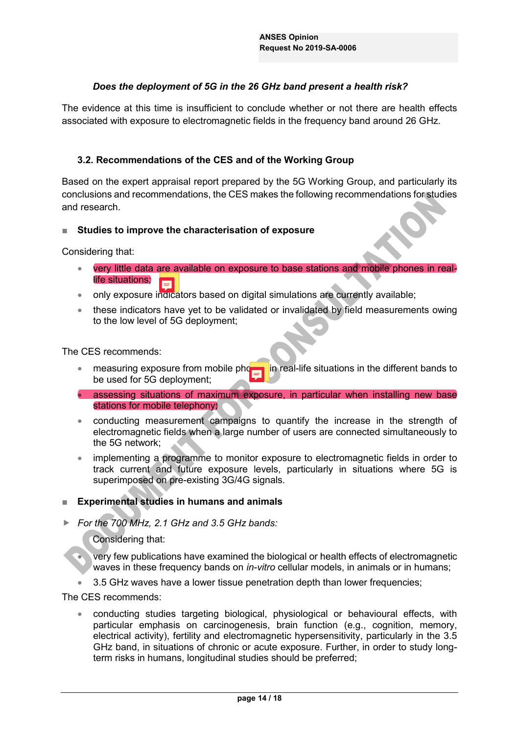***Does the deployment of 5G in the 26 GHz band present a health risk?***

The evidence at this time is insufficient to conclude whether or not there are health effects associated with exposure to electromagnetic fields in the frequency band around 26 GHz.

### 3.2. Recommendations of the CES and of the Working Group

Based on the expert appraisal report prepared by the 5G Working Group, and particularly its conclusions and recommendations, the CES makes the following recommendations for studies and research.

- **Studies to improve the characterisation of exposure**

Considering that:

- very little data are available on exposure to base stations and mobile phones in real-life situations;
- only exposure indicators based on digital simulations are currently available;
- these indicators have yet to be validated or invalidated by field measurements owing to the low level of 5G deployment;

The CES recommends:

- measuring exposure from mobile phones in real-life situations in the different bands to be used for 5G deployment;
- assessing situations of maximum exposure, in particular when installing new base stations for mobile telephony;
- conducting measurement campaigns to quantify the increase in the strength of electromagnetic fields when a large number of users are connected simultaneously to the 5G network;
- implementing a programme to monitor exposure to electromagnetic fields in order to track current and future exposure levels, particularly in situations where 5G is superimposed on pre-existing 3G/4G signals.

- **Experimental studies in humans and animals**

- *For the 700 MHz, 2.1 GHz and 3.5 GHz bands:*

Considering that:

- very few publications have examined the biological or health effects of electromagnetic waves in these frequency bands on *in-vitro* cellular models, in animals or in humans;
- 3.5 GHz waves have a lower tissue penetration depth than lower frequencies;

The CES recommends:

- conducting studies targeting biological, physiological or behavioural effects, with particular emphasis on carcinogenesis, brain function (e.g., cognition, memory, electrical activity), fertility and electromagnetic hypersensitivity, particularly in the 3.5 GHz band, in situations of chronic or acute exposure. Further, in order to study long-term risks in humans, longitudinal studies should be preferred;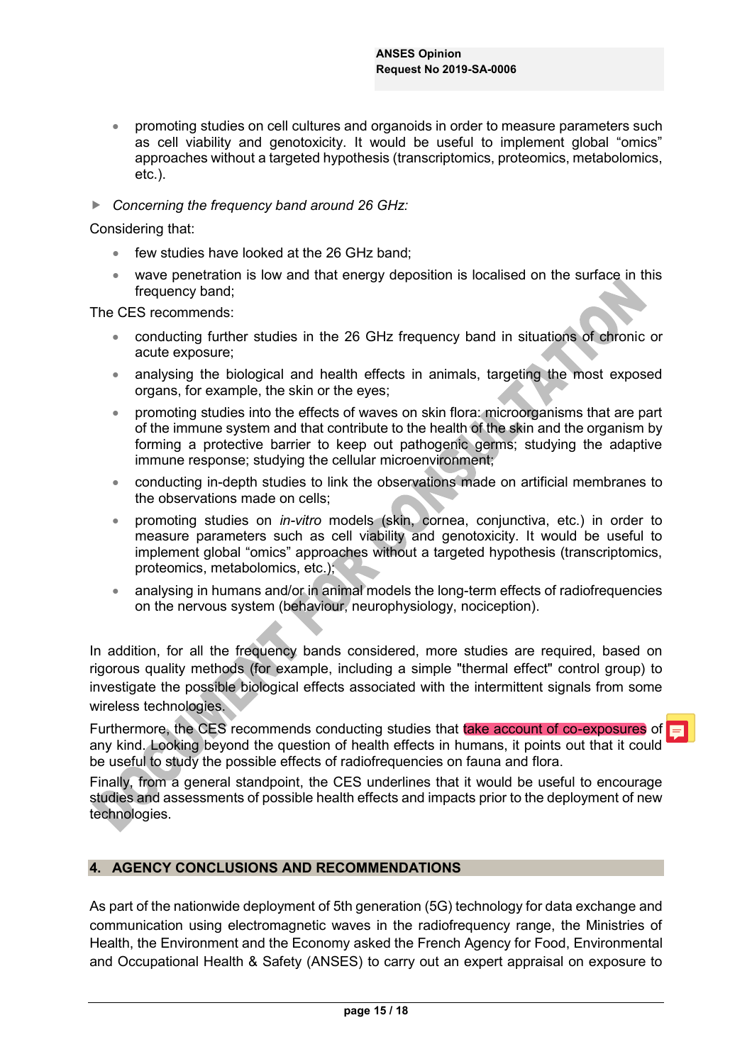- promoting studies on cell cultures and organoids in order to measure parameters such as cell viability and genotoxicity. It would be useful to implement global "omics" approaches without a targeted hypothesis (transcriptomics, proteomics, metabolomics, etc.).

► *Concerning the frequency band around 26 GHz:*

Considering that:

- few studies have looked at the 26 GHz band;
- wave penetration is low and that energy deposition is localised on the surface in this frequency band;

The CES recommends:

- conducting further studies in the 26 GHz frequency band in situations of chronic or acute exposure;
- analysing the biological and health effects in animals, targeting the most exposed organs, for example, the skin or the eyes;
- promoting studies into the effects of waves on skin flora: microorganisms that are part of the immune system and that contribute to the health of the skin and the organism by forming a protective barrier to keep out pathogenic germs; studying the adaptive immune response; studying the cellular microenvironment;
- conducting in-depth studies to link the observations made on artificial membranes to the observations made on cells;
- promoting studies on *in-vitro* models (skin, cornea, conjunctiva, etc.) in order to measure parameters such as cell viability and genotoxicity. It would be useful to implement global "omics" approaches without a targeted hypothesis (transcriptomics, proteomics, metabolomics, etc.);
- analysing in humans and/or in animal models the long-term effects of radiofrequencies on the nervous system (behaviour, neurophysiology, nociception).

In addition, for all the frequency bands considered, more studies are required, based on rigorous quality methods (for example, including a simple "thermal effect" control group) to investigate the possible biological effects associated with the intermittent signals from some wireless technologies.

Furthermore, the CES recommends conducting studies that take account of co-exposures of any kind. Looking beyond the question of health effects in humans, it points out that it could be useful to study the possible effects of radiofrequencies on fauna and flora.

Finally, from a general standpoint, the CES underlines that it would be useful to encourage studies and assessments of possible health effects and impacts prior to the deployment of new technologies.

## 4. AGENCY CONCLUSIONS AND RECOMMENDATIONS

As part of the nationwide deployment of 5th generation (5G) technology for data exchange and communication using electromagnetic waves in the radiofrequency range, the Ministries of Health, the Environment and the Economy asked the French Agency for Food, Environmental and Occupational Health & Safety (ANSES) to carry out an expert appraisal on exposure to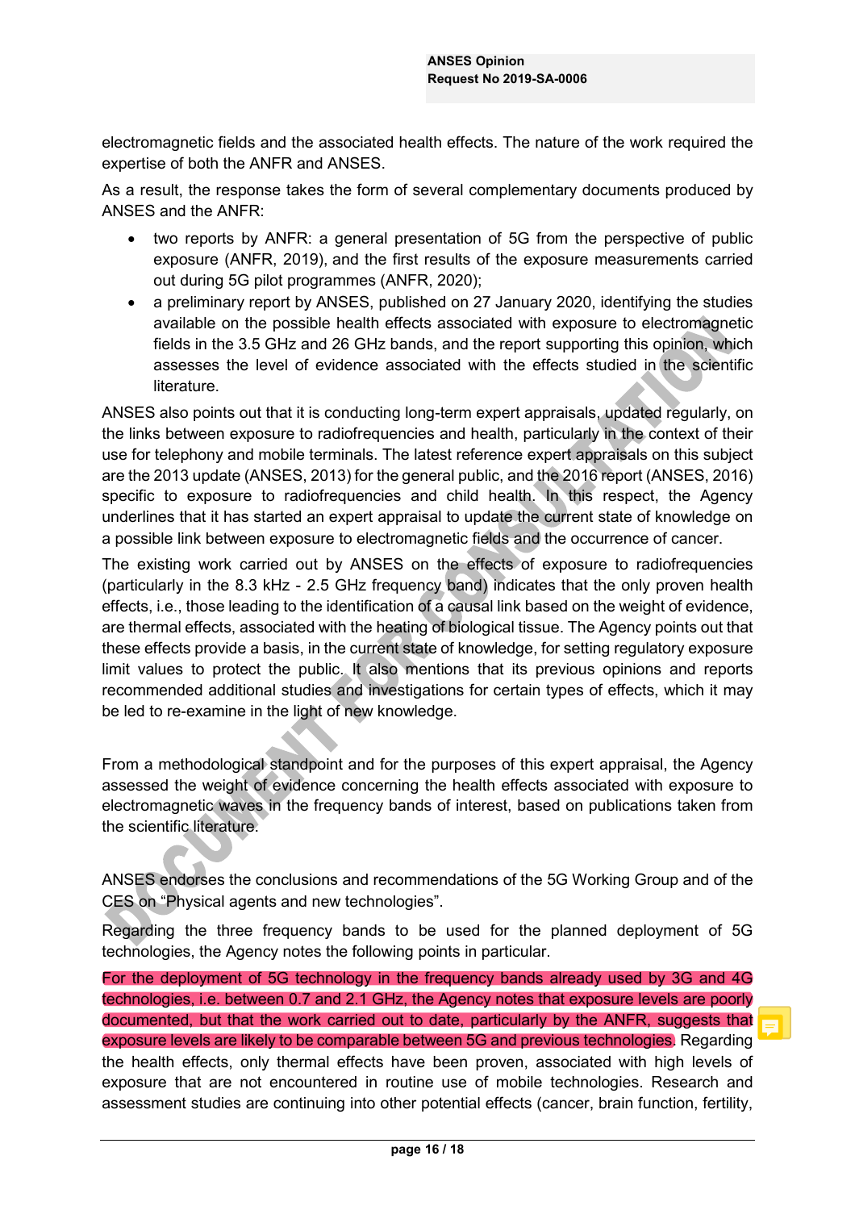electromagnetic fields and the associated health effects. The nature of the work required the expertise of both the ANFR and ANSES.

As a result, the response takes the form of several complementary documents produced by ANSES and the ANFR:

- two reports by ANFR: a general presentation of 5G from the perspective of public exposure (ANFR, 2019), and the first results of the exposure measurements carried out during 5G pilot programmes (ANFR, 2020);
- a preliminary report by ANSES, published on 27 January 2020, identifying the studies available on the possible health effects associated with exposure to electromagnetic fields in the 3.5 GHz and 26 GHz bands, and the report supporting this opinion, which assesses the level of evidence associated with the effects studied in the scientific literature.

ANSES also points out that it is conducting long-term expert appraisals, updated regularly, on the links between exposure to radiofrequencies and health, particularly in the context of their use for telephony and mobile terminals. The latest reference expert appraisals on this subject are the 2013 update (ANSES, 2013) for the general public, and the 2016 report (ANSES, 2016) specific to exposure to radiofrequencies and child health. In this respect, the Agency underlines that it has started an expert appraisal to update the current state of knowledge on a possible link between exposure to electromagnetic fields and the occurrence of cancer.

The existing work carried out by ANSES on the effects of exposure to radiofrequencies (particularly in the 8.3 kHz - 2.5 GHz frequency band) indicates that the only proven health effects, i.e., those leading to the identification of a causal link based on the weight of evidence, are thermal effects, associated with the heating of biological tissue. The Agency points out that these effects provide a basis, in the current state of knowledge, for setting regulatory exposure limit values to protect the public. It also mentions that its previous opinions and reports recommended additional studies and investigations for certain types of effects, which it may be led to re-examine in the light of new knowledge.

From a methodological standpoint and for the purposes of this expert appraisal, the Agency assessed the weight of evidence concerning the health effects associated with exposure to electromagnetic waves in the frequency bands of interest, based on publications taken from the scientific literature.

ANSES endorses the conclusions and recommendations of the 5G Working Group and of the CES on "Physical agents and new technologies".

Regarding the three frequency bands to be used for the planned deployment of 5G technologies, the Agency notes the following points in particular.

For the deployment of 5G technology in the frequency bands already used by 3G and 4G technologies, i.e. between 0.7 and 2.1 GHz, the Agency notes that exposure levels are poorly documented, but that the work carried out to date, particularly by the ANFR, suggests that exposure levels are likely to be comparable between 5G and previous technologies. Regarding the health effects, only thermal effects have been proven, associated with high levels of exposure that are not encountered in routine use of mobile technologies. Research and assessment studies are continuing into other potential effects (cancer, brain function, fertility,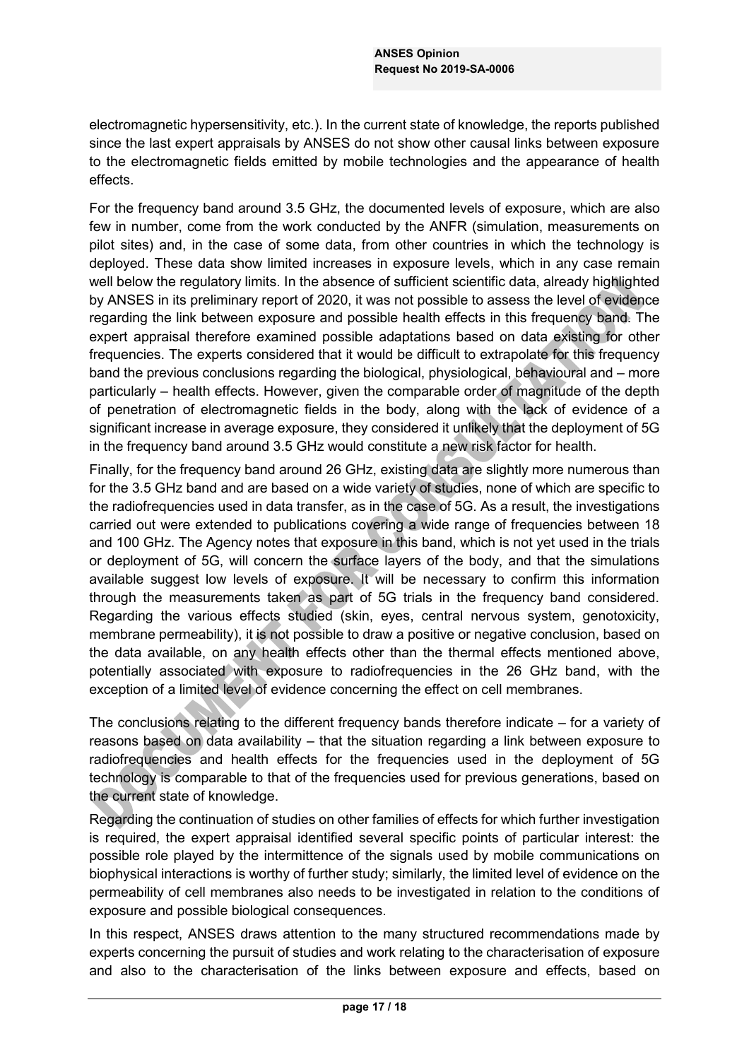electromagnetic hypersensitivity, etc.). In the current state of knowledge, the reports published since the last expert appraisals by ANSES do not show other causal links between exposure to the electromagnetic fields emitted by mobile technologies and the appearance of health effects.

For the frequency band around 3.5 GHz, the documented levels of exposure, which are also few in number, come from the work conducted by the ANFR (simulation, measurements on pilot sites) and, in the case of some data, from other countries in which the technology is deployed. These data show limited increases in exposure levels, which in any case remain well below the regulatory limits. In the absence of sufficient scientific data, already highlighted by ANSES in its preliminary report of 2020, it was not possible to assess the level of evidence regarding the link between exposure and possible health effects in this frequency band. The expert appraisal therefore examined possible adaptations based on data existing for other frequencies. The experts considered that it would be difficult to extrapolate for this frequency band the previous conclusions regarding the biological, physiological, behavioural and – more particularly – health effects. However, given the comparable order of magnitude of the depth of penetration of electromagnetic fields in the body, along with the lack of evidence of a significant increase in average exposure, they considered it unlikely that the deployment of 5G in the frequency band around 3.5 GHz would constitute a new risk factor for health.

Finally, for the frequency band around 26 GHz, existing data are slightly more numerous than for the 3.5 GHz band and are based on a wide variety of studies, none of which are specific to the radiofrequencies used in data transfer, as in the case of 5G. As a result, the investigations carried out were extended to publications covering a wide range of frequencies between 18 and 100 GHz. The Agency notes that exposure in this band, which is not yet used in the trials or deployment of 5G, will concern the surface layers of the body, and that the simulations available suggest low levels of exposure. It will be necessary to confirm this information through the measurements taken as part of 5G trials in the frequency band considered. Regarding the various effects studied (skin, eyes, central nervous system, genotoxicity, membrane permeability), it is not possible to draw a positive or negative conclusion, based on the data available, on any health effects other than the thermal effects mentioned above, potentially associated with exposure to radiofrequencies in the 26 GHz band, with the exception of a limited level of evidence concerning the effect on cell membranes.

The conclusions relating to the different frequency bands therefore indicate – for a variety of reasons based on data availability – that the situation regarding a link between exposure to radiofrequencies and health effects for the frequencies used in the deployment of 5G technology is comparable to that of the frequencies used for previous generations, based on the current state of knowledge.

Regarding the continuation of studies on other families of effects for which further investigation is required, the expert appraisal identified several specific points of particular interest: the possible role played by the intermittence of the signals used by mobile communications on biophysical interactions is worthy of further study; similarly, the limited level of evidence on the permeability of cell membranes also needs to be investigated in relation to the conditions of exposure and possible biological consequences.

In this respect, ANSES draws attention to the many structured recommendations made by experts concerning the pursuit of studies and work relating to the characterisation of exposure and also to the characterisation of the links between exposure and effects, based on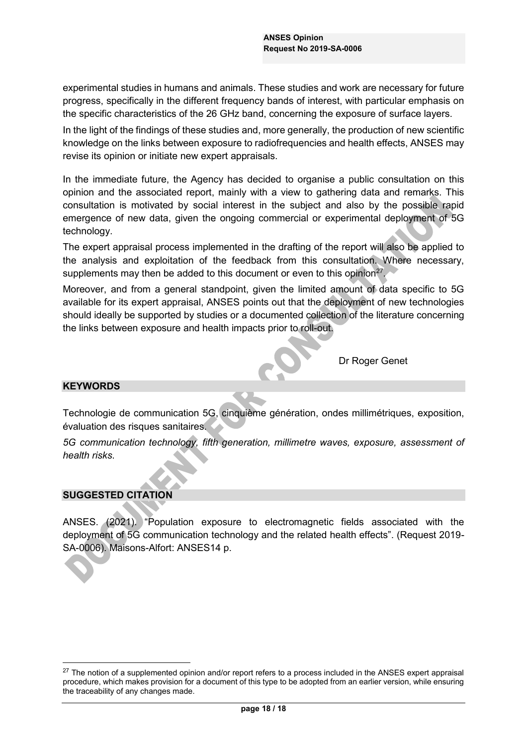experimental studies in humans and animals. These studies and work are necessary for future progress, specifically in the different frequency bands of interest, with particular emphasis on the specific characteristics of the 26 GHz band, concerning the exposure of surface layers.

In the light of the findings of these studies and, more generally, the production of new scientific knowledge on the links between exposure to radiofrequencies and health effects, ANSES may revise its opinion or initiate new expert appraisals.

In the immediate future, the Agency has decided to organise a public consultation on this opinion and the associated report, mainly with a view to gathering data and remarks. This consultation is motivated by social interest in the subject and also by the possible rapid emergence of new data, given the ongoing commercial or experimental deployment of 5G technology.

The expert appraisal process implemented in the drafting of the report will also be applied to the analysis and exploitation of the feedback from this consultation. Where necessary, supplements may then be added to this document or even to this opinion[27].

Moreover, and from a general standpoint, given the limited amount of data specific to 5G available for its expert appraisal, ANSES points out that the deployment of new technologies should ideally be supported by studies or a documented collection of the literature concerning the links between exposure and health impacts prior to roll-out.

Dr Roger Genet

## KEYWORDS

Technologie de communication 5G, cinquième génération, ondes millimétriques, exposition, évaluation des risques sanitaires.

*5G communication technology, fifth generation, millimetre waves, exposure, assessment of health risks.*

## SUGGESTED CITATION

ANSES. (2021). "Population exposure to electromagnetic fields associated with the deployment of 5G communication technology and the related health effects". (Request 2019-SA-0006). Maisons-Alfort: ANSES14 p.

[27] The notion of a supplemented opinion and/or report refers to a process included in the ANSES expert appraisal procedure, which makes provision for a document of this type to be adopted from an earlier version, while ensuring the traceability of any changes made.